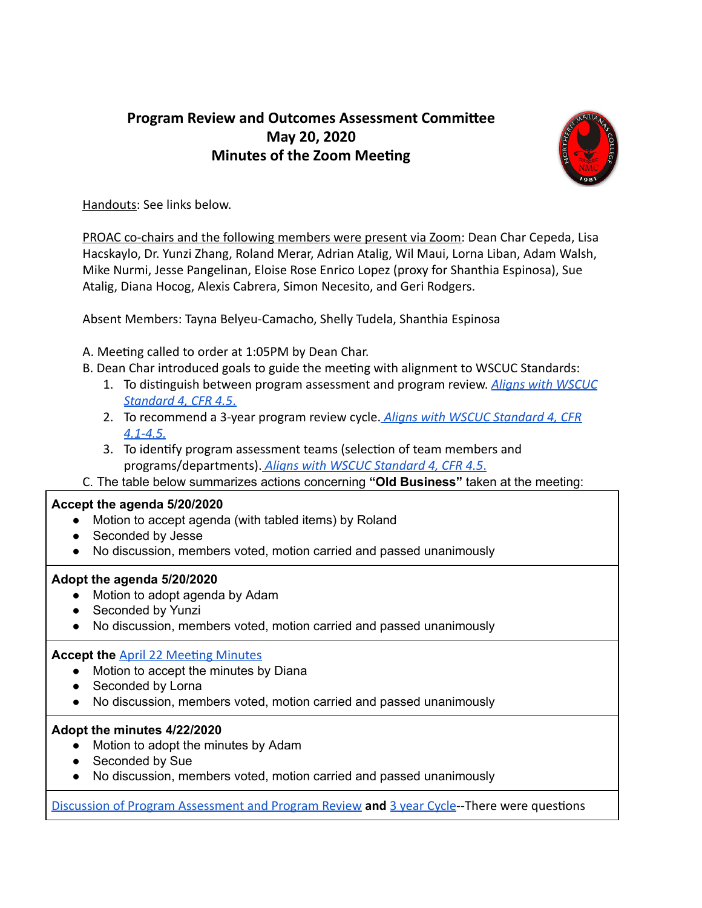# Program Review and Outcomes Assessment Committee
## May 20, 2020
## Minutes of the Zoom Meeting

Handouts: See links below.

PROAC co-chairs and the following members were present via Zoom: Dean Char Cepeda, Lisa Hacskaylo, Dr. Yunzi Zhang, Roland Merar, Adrian Atalig, Wil Maui, Lorna Liban, Adam Walsh, Mike Nurmi, Jesse Pangelinan, Eloise Rose Enrico Lopez (proxy for Shanthia Espinosa), Sue Atalig, Diana Hocog, Alexis Cabrera, Simon Necesito, and Geri Rodgers.

Absent Members: Tayna Belyeu-Camacho, Shelly Tudela, Shanthia Espinosa

A. Meeting called to order at 1:05PM by Dean Char.

B. Dean Char introduced goals to guide the meeting with alignment to WSCUC Standards:

1. To distinguish between program assessment and program review. *Aligns with WSCUC Standard 4, CFR 4.5.*
2. To recommend a 3-year program review cycle. *Aligns with WSCUC Standard 4, CFR 4.1-4.5.*
3. To identify program assessment teams (selection of team members and programs/departments). *Aligns with WSCUC Standard 4, CFR 4.5.*

C. The table below summarizes actions concerning **"Old Business"** taken at the meeting:

**Accept the agenda 5/20/2020**

- Motion to accept agenda (with tabled items) by Roland
- Seconded by Jesse
- No discussion, members voted, motion carried and passed unanimously

**Adopt the agenda 5/20/2020**

- Motion to adopt agenda by Adam
- Seconded by Yunzi
- No discussion, members voted, motion carried and passed unanimously

**Accept the** April 22 Meeting Minutes

- Motion to accept the minutes by Diana
- Seconded by Lorna
- No discussion, members voted, motion carried and passed unanimously

**Adopt the minutes 4/22/2020**

- Motion to adopt the minutes by Adam
- Seconded by Sue
- No discussion, members voted, motion carried and passed unanimously

Discussion of Program Assessment and Program Review **and** 3 year Cycle--There were questions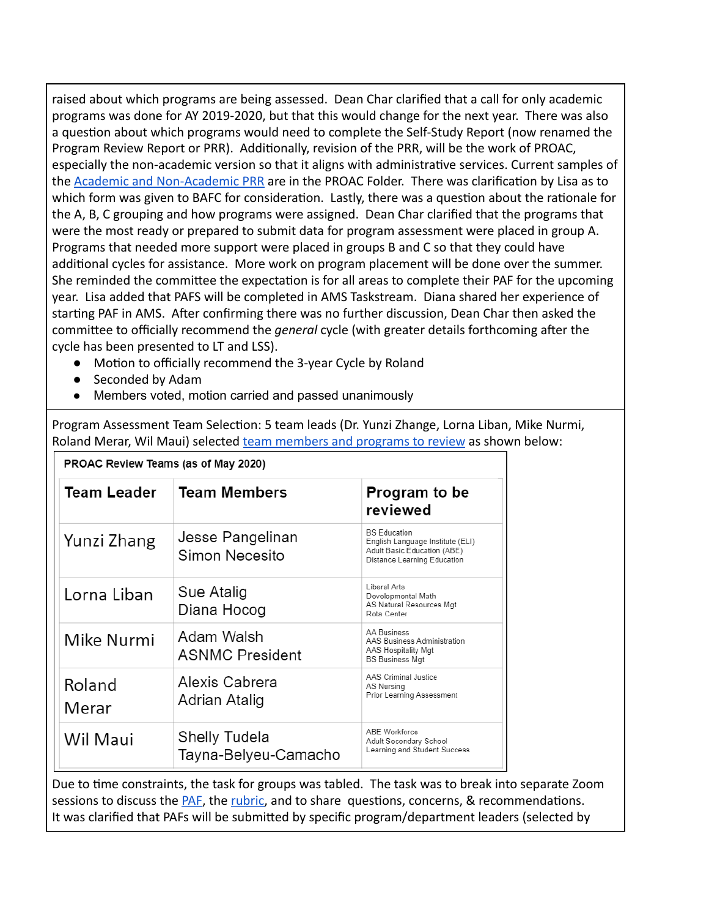raised about which programs are being assessed. Dean Char clarified that a call for only academic programs was done for AY 2019-2020, but that this would change for the next year. There was also a question about which programs would need to complete the Self-Study Report (now renamed the Program Review Report or PRR). Additionally, revision of the PRR, will be the work of PROAC, especially the non-academic version so that it aligns with administrative services. Current samples of the Academic and Non-Academic PRR are in the PROAC Folder. There was clarification by Lisa as to which form was given to BAFC for consideration. Lastly, there was a question about the rationale for the A, B, C grouping and how programs were assigned. Dean Char clarified that the programs that were the most ready or prepared to submit data for program assessment were placed in group A. Programs that needed more support were placed in groups B and C so that they could have additional cycles for assistance. More work on program placement will be done over the summer. She reminded the committee the expectation is for all areas to complete their PAF for the upcoming year. Lisa added that PAFS will be completed in AMS Taskstream. Diana shared her experience of starting PAF in AMS. After confirming there was no further discussion, Dean Char then asked the committee to officially recommend the *general* cycle (with greater details forthcoming after the cycle has been presented to LT and LSS).

- Motion to officially recommend the 3-year Cycle by Roland
- Seconded by Adam
- Members voted, motion carried and passed unanimously

Program Assessment Team Selection: 5 team leads (Dr. Yunzi Zhange, Lorna Liban, Mike Nurmi, Roland Merar, Wil Maui) selected team members and programs to review as shown below:

**PROAC Review Teams (as of May 2020)**

| Team Leader | Team Members | Program to be reviewed |
|---|---|---|
| Yunzi Zhang | Jesse Pangelinan<br>Simon Necesito | BS Education<br>English Language Institute (ELI)<br>Adult Basic Education (ABE)<br>Distance Learning Education |
| Lorna Liban | Sue Atalig<br>Diana Hocog | Liberal Arts<br>Developmental Math<br>AS Natural Resources Mgt<br>Rota Center |
| Mike Nurmi | Adam Walsh<br>ASNMC President | AA Business<br>AAS Business Administration<br>AAS Hospitality Mgt<br>BS Business Mgt |
| Roland Merar | Alexis Cabrera<br>Adrian Atalig | AAS Criminal Justice<br>AS Nursing<br>Prior Learning Assessment |
| Wil Maui | Shelly Tudela<br>Tayna-Belyeu-Camacho | ABE Workforce<br>Adult Secondary School<br>Learning and Student Success |

Due to time constraints, the task for groups was tabled. The task was to break into separate Zoom sessions to discuss the PAF, the rubric, and to share questions, concerns, & recommendations. It was clarified that PAFs will be submitted by specific program/department leaders (selected by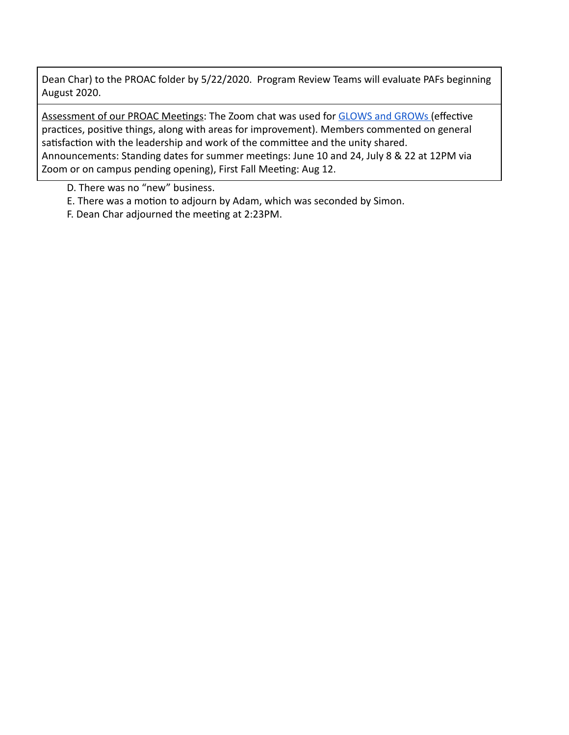| |
|---|
| Dean Char) to the PROAC folder by 5/22/2020. Program Review Teams will evaluate PAFs beginning August 2020. |
| Assessment of our PROAC Meetings: The Zoom chat was used for GLOWS and GROWs (effective practices, positive things, along with areas for improvement). Members commented on general satisfaction with the leadership and work of the committee and the unity shared.<br>Announcements: Standing dates for summer meetings: June 10 and 24, July 8 & 22 at 12PM via Zoom or on campus pending opening), First Fall Meeting: Aug 12. |

D. There was no "new" business.

E. There was a motion to adjourn by Adam, which was seconded by Simon.

F. Dean Char adjourned the meeting at 2:23PM.